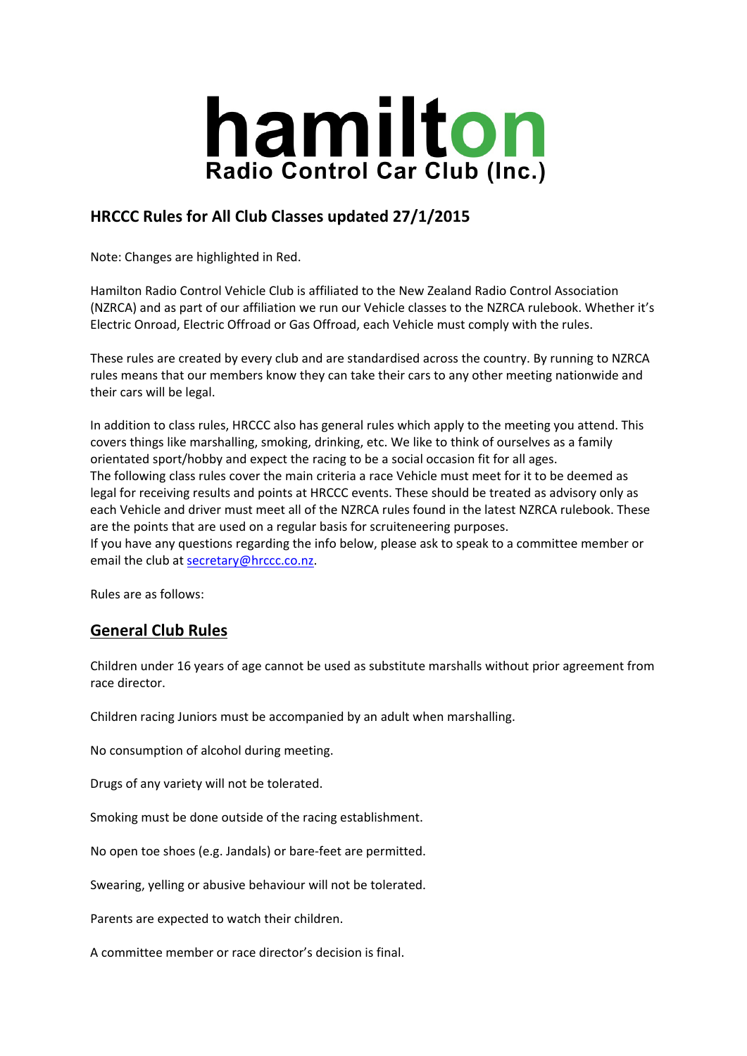# hamilton
Radio Control Car Club (Inc.)

## HRCCC Rules for All Club Classes updated 27/1/2015

Note: Changes are highlighted in Red.

Hamilton Radio Control Vehicle Club is affiliated to the New Zealand Radio Control Association (NZRCA) and as part of our affiliation we run our Vehicle classes to the NZRCA rulebook. Whether it's Electric Onroad, Electric Offroad or Gas Offroad, each Vehicle must comply with the rules.

These rules are created by every club and are standardised across the country. By running to NZRCA rules means that our members know they can take their cars to any other meeting nationwide and their cars will be legal.

In addition to class rules, HRCCC also has general rules which apply to the meeting you attend. This covers things like marshalling, smoking, drinking, etc. We like to think of ourselves as a family orientated sport/hobby and expect the racing to be a social occasion fit for all ages.
The following class rules cover the main criteria a race Vehicle must meet for it to be deemed as legal for receiving results and points at HRCCC events. These should be treated as advisory only as each Vehicle and driver must meet all of the NZRCA rules found in the latest NZRCA rulebook. These are the points that are used on a regular basis for scruiteneering purposes.
If you have any questions regarding the info below, please ask to speak to a committee member or email the club at secretary@hrccc.co.nz.

Rules are as follows:

## General Club Rules

Children under 16 years of age cannot be used as substitute marshalls without prior agreement from race director.

Children racing Juniors must be accompanied by an adult when marshalling.

No consumption of alcohol during meeting.

Drugs of any variety will not be tolerated.

Smoking must be done outside of the racing establishment.

No open toe shoes (e.g. Jandals) or bare-feet are permitted.

Swearing, yelling or abusive behaviour will not be tolerated.

Parents are expected to watch their children.

A committee member or race director's decision is final.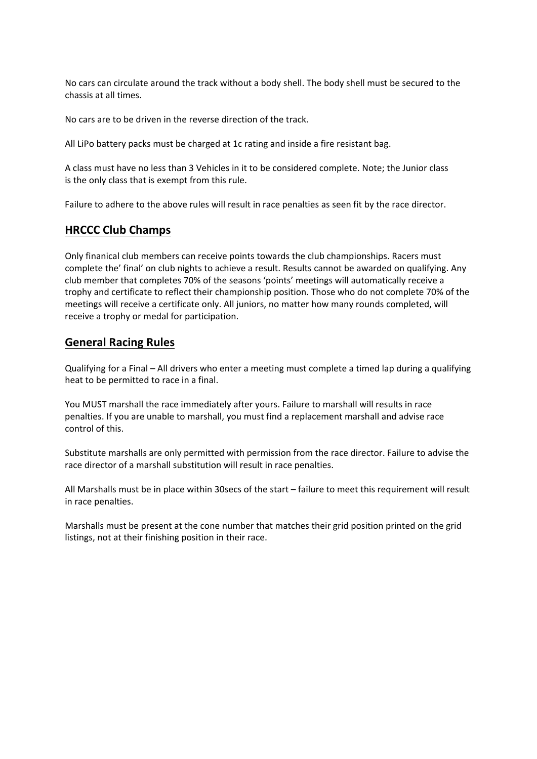No cars can circulate around the track without a body shell. The body shell must be secured to the chassis at all times.

No cars are to be driven in the reverse direction of the track.

All LiPo battery packs must be charged at 1c rating and inside a fire resistant bag.

A class must have no less than 3 Vehicles in it to be considered complete. Note; the Junior class is the only class that is exempt from this rule.

Failure to adhere to the above rules will result in race penalties as seen fit by the race director.

## HRCCC Club Champs

Only finanical club members can receive points towards the club championships. Racers must complete the' final' on club nights to achieve a result. Results cannot be awarded on qualifying. Any club member that completes 70% of the seasons 'points' meetings will automatically receive a trophy and certificate to reflect their championship position. Those who do not complete 70% of the meetings will receive a certificate only. All juniors, no matter how many rounds completed, will receive a trophy or medal for participation.

## General Racing Rules

Qualifying for a Final – All drivers who enter a meeting must complete a timed lap during a qualifying heat to be permitted to race in a final.

You MUST marshall the race immediately after yours. Failure to marshall will results in race penalties. If you are unable to marshall, you must find a replacement marshall and advise race control of this.

Substitute marshalls are only permitted with permission from the race director. Failure to advise the race director of a marshall substitution will result in race penalties.

All Marshalls must be in place within 30secs of the start – failure to meet this requirement will result in race penalties.

Marshalls must be present at the cone number that matches their grid position printed on the grid listings, not at their finishing position in their race.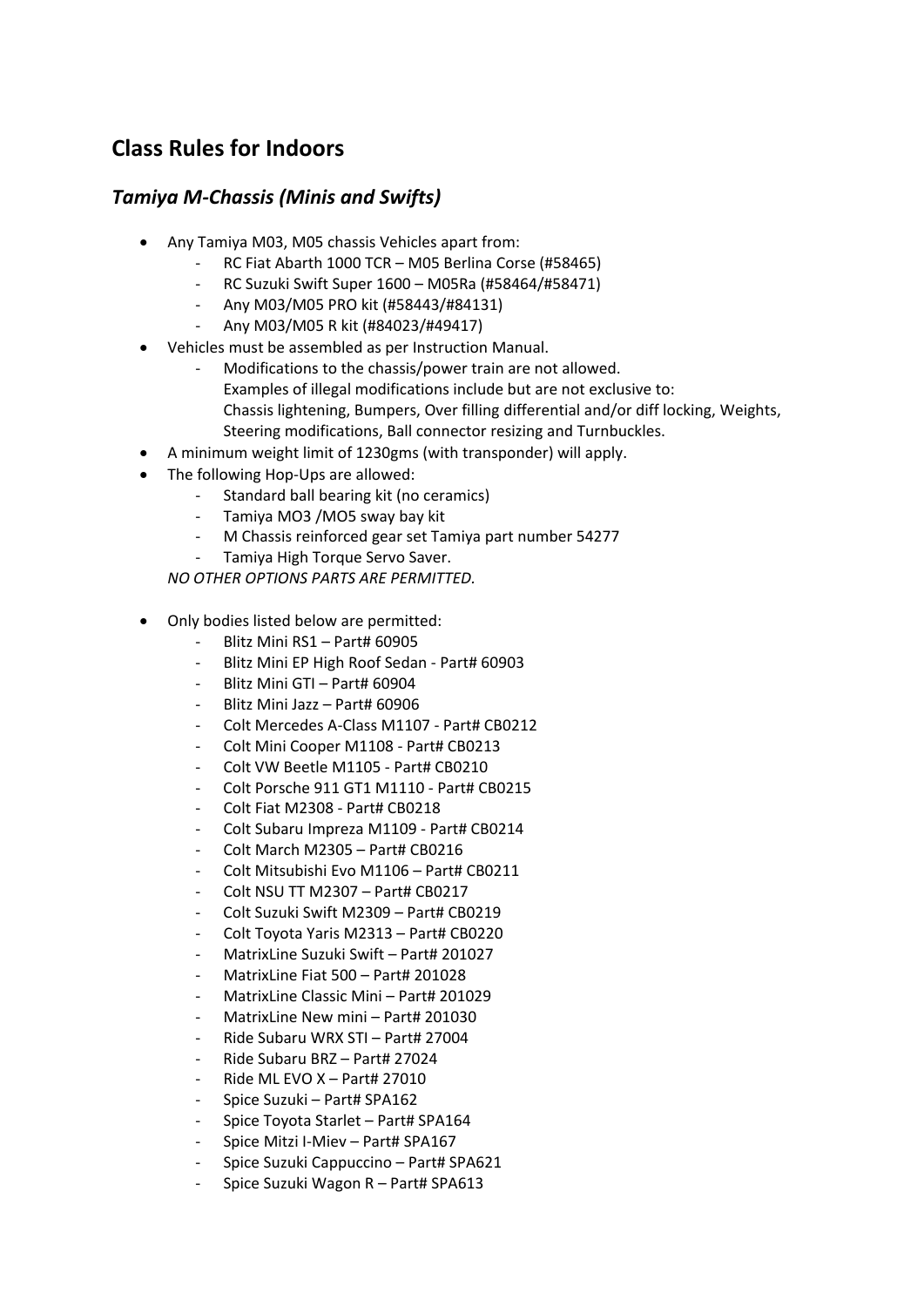## Class Rules for Indoors

### *Tamiya M-Chassis (Minis and Swifts)*

- Any Tamiya M03, M05 chassis Vehicles apart from:
  - RC Fiat Abarth 1000 TCR – M05 Berlina Corse (#58465)
  - RC Suzuki Swift Super 1600 – M05Ra (#58464/#58471)
  - Any M03/M05 PRO kit (#58443/#84131)
  - Any M03/M05 R kit (#84023/#49417)
- Vehicles must be assembled as per Instruction Manual.
  - Modifications to the chassis/power train are not allowed.
    Examples of illegal modifications include but are not exclusive to:
    Chassis lightening, Bumpers, Over filling differential and/or diff locking, Weights, Steering modifications, Ball connector resizing and Turnbuckles.
- A minimum weight limit of 1230gms (with transponder) will apply.
- The following Hop-Ups are allowed:
  - Standard ball bearing kit (no ceramics)
  - Tamiya MO3 /MO5 sway bay kit
  - M Chassis reinforced gear set Tamiya part number 54277
  - Tamiya High Torque Servo Saver.

  *NO OTHER OPTIONS PARTS ARE PERMITTED.*

- Only bodies listed below are permitted:
  - Blitz Mini RS1 – Part# 60905
  - Blitz Mini EP High Roof Sedan - Part# 60903
  - Blitz Mini GTI – Part# 60904
  - Blitz Mini Jazz – Part# 60906
  - Colt Mercedes A-Class M1107 - Part# CB0212
  - Colt Mini Cooper M1108 - Part# CB0213
  - Colt VW Beetle M1105 - Part# CB0210
  - Colt Porsche 911 GT1 M1110 - Part# CB0215
  - Colt Fiat M2308 - Part# CB0218
  - Colt Subaru Impreza M1109 - Part# CB0214
  - Colt March M2305 – Part# CB0216
  - Colt Mitsubishi Evo M1106 – Part# CB0211
  - Colt NSU TT M2307 – Part# CB0217
  - Colt Suzuki Swift M2309 – Part# CB0219
  - Colt Toyota Yaris M2313 – Part# CB0220
  - MatrixLine Suzuki Swift – Part# 201027
  - MatrixLine Fiat 500 – Part# 201028
  - MatrixLine Classic Mini – Part# 201029
  - MatrixLine New mini – Part# 201030
  - Ride Subaru WRX STI – Part# 27004
  - Ride Subaru BRZ – Part# 27024
  - Ride ML EVO X – Part# 27010
  - Spice Suzuki – Part# SPA162
  - Spice Toyota Starlet – Part# SPA164
  - Spice Mitzi I-Miev – Part# SPA167
  - Spice Suzuki Cappuccino – Part# SPA621
  - Spice Suzuki Wagon R – Part# SPA613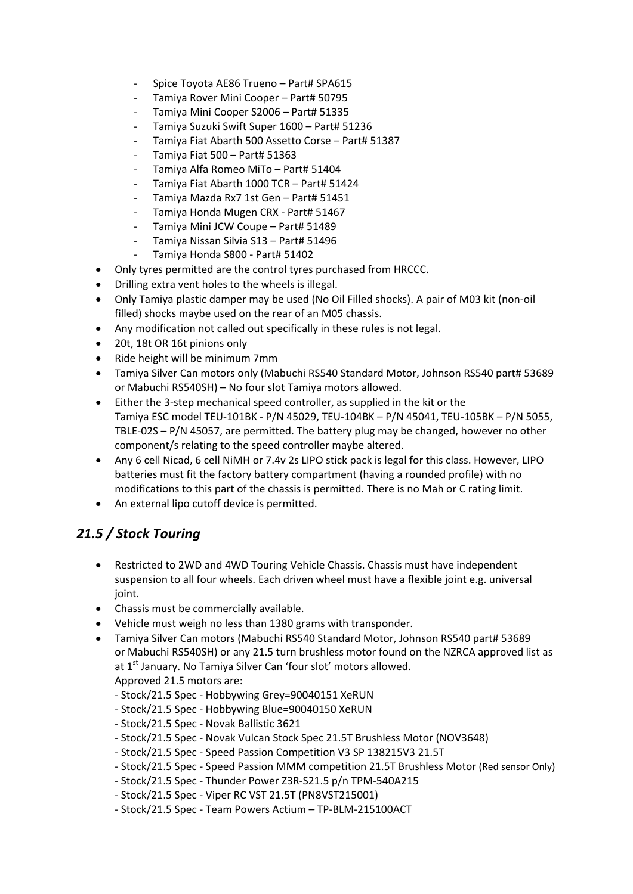- Spice Toyota AE86 Trueno – Part# SPA615
  - Tamiya Rover Mini Cooper – Part# 50795
  - Tamiya Mini Cooper S2006 – Part# 51335
  - Tamiya Suzuki Swift Super 1600 – Part# 51236
  - Tamiya Fiat Abarth 500 Assetto Corse – Part# 51387
  - Tamiya Fiat 500 – Part# 51363
  - Tamiya Alfa Romeo MiTo – Part# 51404
  - Tamiya Fiat Abarth 1000 TCR – Part# 51424
  - Tamiya Mazda Rx7 1st Gen – Part# 51451
  - Tamiya Honda Mugen CRX - Part# 51467
  - Tamiya Mini JCW Coupe – Part# 51489
  - Tamiya Nissan Silvia S13 – Part# 51496
  - Tamiya Honda S800 - Part# 51402
- Only tyres permitted are the control tyres purchased from HRCCC.
- Drilling extra vent holes to the wheels is illegal.
- Only Tamiya plastic damper may be used (No Oil Filled shocks). A pair of M03 kit (non-oil filled) shocks maybe used on the rear of an M05 chassis.
- Any modification not called out specifically in these rules is not legal.
- 20t, 18t OR 16t pinions only
- Ride height will be minimum 7mm
- Tamiya Silver Can motors only (Mabuchi RS540 Standard Motor, Johnson RS540 part# 53689 or Mabuchi RS540SH) – No four slot Tamiya motors allowed.
- Either the 3-step mechanical speed controller, as supplied in the kit or the Tamiya ESC model TEU-101BK - P/N 45029, TEU-104BK – P/N 45041, TEU-105BK – P/N 5055, TBLE-02S – P/N 45057, are permitted. The battery plug may be changed, however no other component/s relating to the speed controller maybe altered.
- Any 6 cell Nicad, 6 cell NiMH or 7.4v 2s LIPO stick pack is legal for this class. However, LIPO batteries must fit the factory battery compartment (having a rounded profile) with no modifications to this part of the chassis is permitted. There is no Mah or C rating limit.
- An external lipo cutoff device is permitted.

## *21.5 / Stock Touring*

- Restricted to 2WD and 4WD Touring Vehicle Chassis. Chassis must have independent suspension to all four wheels. Each driven wheel must have a flexible joint e.g. universal joint.
- Chassis must be commercially available.
- Vehicle must weigh no less than 1380 grams with transponder.
- Tamiya Silver Can motors (Mabuchi RS540 Standard Motor, Johnson RS540 part# 53689 or Mabuchi RS540SH) or any 21.5 turn brushless motor found on the NZRCA approved list as at 1st January. No Tamiya Silver Can 'four slot' motors allowed.
  Approved 21.5 motors are:
  - Stock/21.5 Spec - Hobbywing Grey=90040151 XeRUN
  - Stock/21.5 Spec - Hobbywing Blue=90040150 XeRUN
  - Stock/21.5 Spec - Novak Ballistic 3621
  - Stock/21.5 Spec - Novak Vulcan Stock Spec 21.5T Brushless Motor (NOV3648)
  - Stock/21.5 Spec - Speed Passion Competition V3 SP 138215V3 21.5T
  - Stock/21.5 Spec - Speed Passion MMM competition 21.5T Brushless Motor (Red sensor Only)
  - Stock/21.5 Spec - Thunder Power Z3R-S21.5 p/n TPM-540A215
  - Stock/21.5 Spec - Viper RC VST 21.5T (PN8VST215001)
  - Stock/21.5 Spec - Team Powers Actium – TP-BLM-215100ACT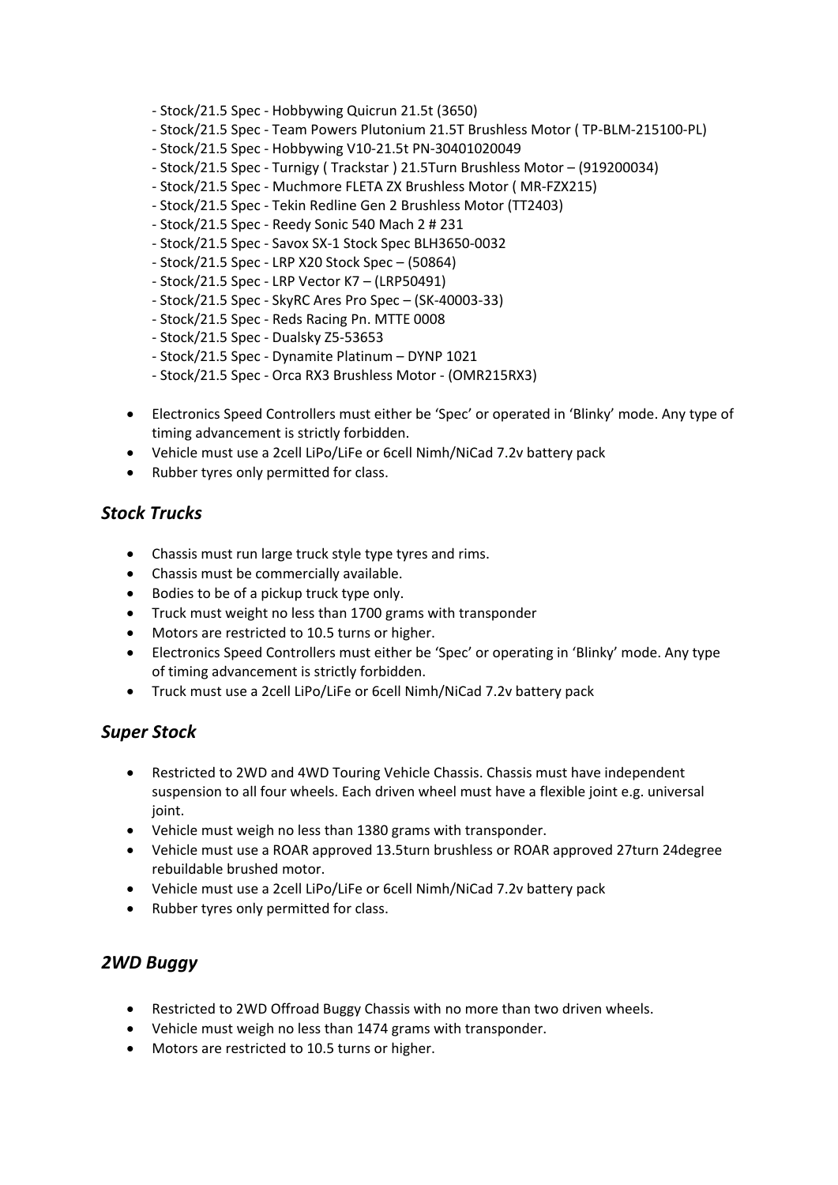- Stock/21.5 Spec - Hobbywing Quicrun 21.5t (3650)
- Stock/21.5 Spec - Team Powers Plutonium 21.5T Brushless Motor ( TP-BLM-215100-PL)
- Stock/21.5 Spec - Hobbywing V10-21.5t PN-30401020049
- Stock/21.5 Spec - Turnigy ( Trackstar ) 21.5Turn Brushless Motor – (919200034)
- Stock/21.5 Spec - Muchmore FLETA ZX Brushless Motor ( MR-FZX215)
- Stock/21.5 Spec - Tekin Redline Gen 2 Brushless Motor (TT2403)
- Stock/21.5 Spec - Reedy Sonic 540 Mach 2 # 231
- Stock/21.5 Spec - Savox SX-1 Stock Spec BLH3650-0032
- Stock/21.5 Spec - LRP X20 Stock Spec – (50864)
- Stock/21.5 Spec - LRP Vector K7 – (LRP50491)
- Stock/21.5 Spec - SkyRC Ares Pro Spec – (SK-40003-33)
- Stock/21.5 Spec - Reds Racing Pn. MTTE 0008
- Stock/21.5 Spec - Dualsky Z5-53653
- Stock/21.5 Spec - Dynamite Platinum – DYNP 1021
- Stock/21.5 Spec - Orca RX3 Brushless Motor - (OMR215RX3)

- Electronics Speed Controllers must either be 'Spec' or operated in 'Blinky' mode. Any type of timing advancement is strictly forbidden.
- Vehicle must use a 2cell LiPo/LiFe or 6cell Nimh/NiCad 7.2v battery pack
- Rubber tyres only permitted for class.

### *Stock Trucks*

- Chassis must run large truck style type tyres and rims.
- Chassis must be commercially available.
- Bodies to be of a pickup truck type only.
- Truck must weight no less than 1700 grams with transponder
- Motors are restricted to 10.5 turns or higher.
- Electronics Speed Controllers must either be 'Spec' or operating in 'Blinky' mode. Any type of timing advancement is strictly forbidden.
- Truck must use a 2cell LiPo/LiFe or 6cell Nimh/NiCad 7.2v battery pack

### *Super Stock*

- Restricted to 2WD and 4WD Touring Vehicle Chassis. Chassis must have independent suspension to all four wheels. Each driven wheel must have a flexible joint e.g. universal joint.
- Vehicle must weigh no less than 1380 grams with transponder.
- Vehicle must use a ROAR approved 13.5turn brushless or ROAR approved 27turn 24degree rebuildable brushed motor.
- Vehicle must use a 2cell LiPo/LiFe or 6cell Nimh/NiCad 7.2v battery pack
- Rubber tyres only permitted for class.

### *2WD Buggy*

- Restricted to 2WD Offroad Buggy Chassis with no more than two driven wheels.
- Vehicle must weigh no less than 1474 grams with transponder.
- Motors are restricted to 10.5 turns or higher.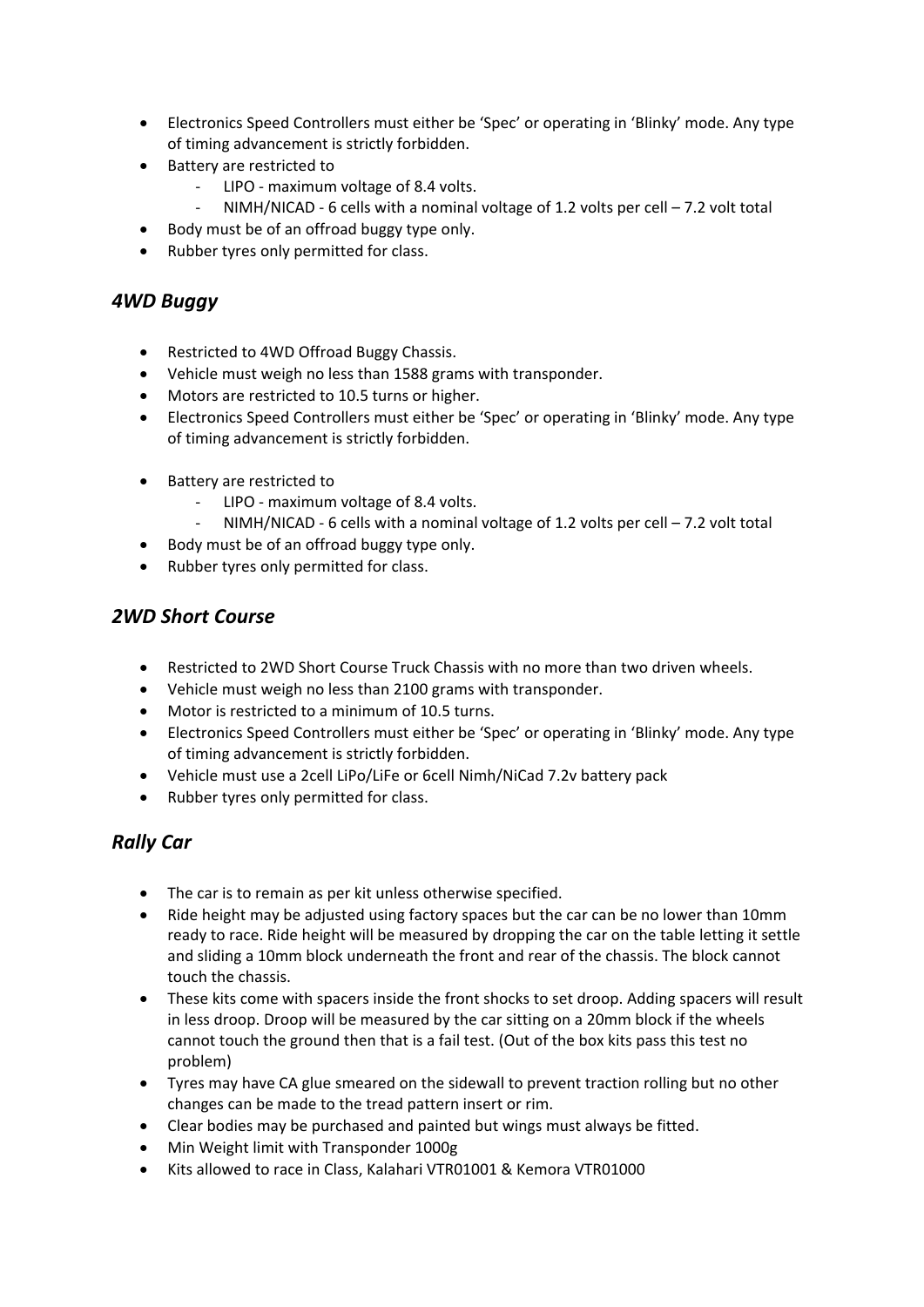- Electronics Speed Controllers must either be 'Spec' or operating in 'Blinky' mode. Any type of timing advancement is strictly forbidden.
- Battery are restricted to
    - LIPO - maximum voltage of 8.4 volts.
    - NIMH/NICAD - 6 cells with a nominal voltage of 1.2 volts per cell – 7.2 volt total
- Body must be of an offroad buggy type only.
- Rubber tyres only permitted for class.

## *4WD Buggy*

- Restricted to 4WD Offroad Buggy Chassis.
- Vehicle must weigh no less than 1588 grams with transponder.
- Motors are restricted to 10.5 turns or higher.
- Electronics Speed Controllers must either be 'Spec' or operating in 'Blinky' mode. Any type of timing advancement is strictly forbidden.
- Battery are restricted to
    - LIPO - maximum voltage of 8.4 volts.
    - NIMH/NICAD - 6 cells with a nominal voltage of 1.2 volts per cell – 7.2 volt total
- Body must be of an offroad buggy type only.
- Rubber tyres only permitted for class.

## *2WD Short Course*

- Restricted to 2WD Short Course Truck Chassis with no more than two driven wheels.
- Vehicle must weigh no less than 2100 grams with transponder.
- Motor is restricted to a minimum of 10.5 turns.
- Electronics Speed Controllers must either be 'Spec' or operating in 'Blinky' mode. Any type of timing advancement is strictly forbidden.
- Vehicle must use a 2cell LiPo/LiFe or 6cell Nimh/NiCad 7.2v battery pack
- Rubber tyres only permitted for class.

## *Rally Car*

- The car is to remain as per kit unless otherwise specified.
- Ride height may be adjusted using factory spaces but the car can be no lower than 10mm ready to race. Ride height will be measured by dropping the car on the table letting it settle and sliding a 10mm block underneath the front and rear of the chassis. The block cannot touch the chassis.
- These kits come with spacers inside the front shocks to set droop. Adding spacers will result in less droop. Droop will be measured by the car sitting on a 20mm block if the wheels cannot touch the ground then that is a fail test. (Out of the box kits pass this test no problem)
- Tyres may have CA glue smeared on the sidewall to prevent traction rolling but no other changes can be made to the tread pattern insert or rim.
- Clear bodies may be purchased and painted but wings must always be fitted.
- Min Weight limit with Transponder 1000g
- Kits allowed to race in Class, Kalahari VTR01001 & Kemora VTR01000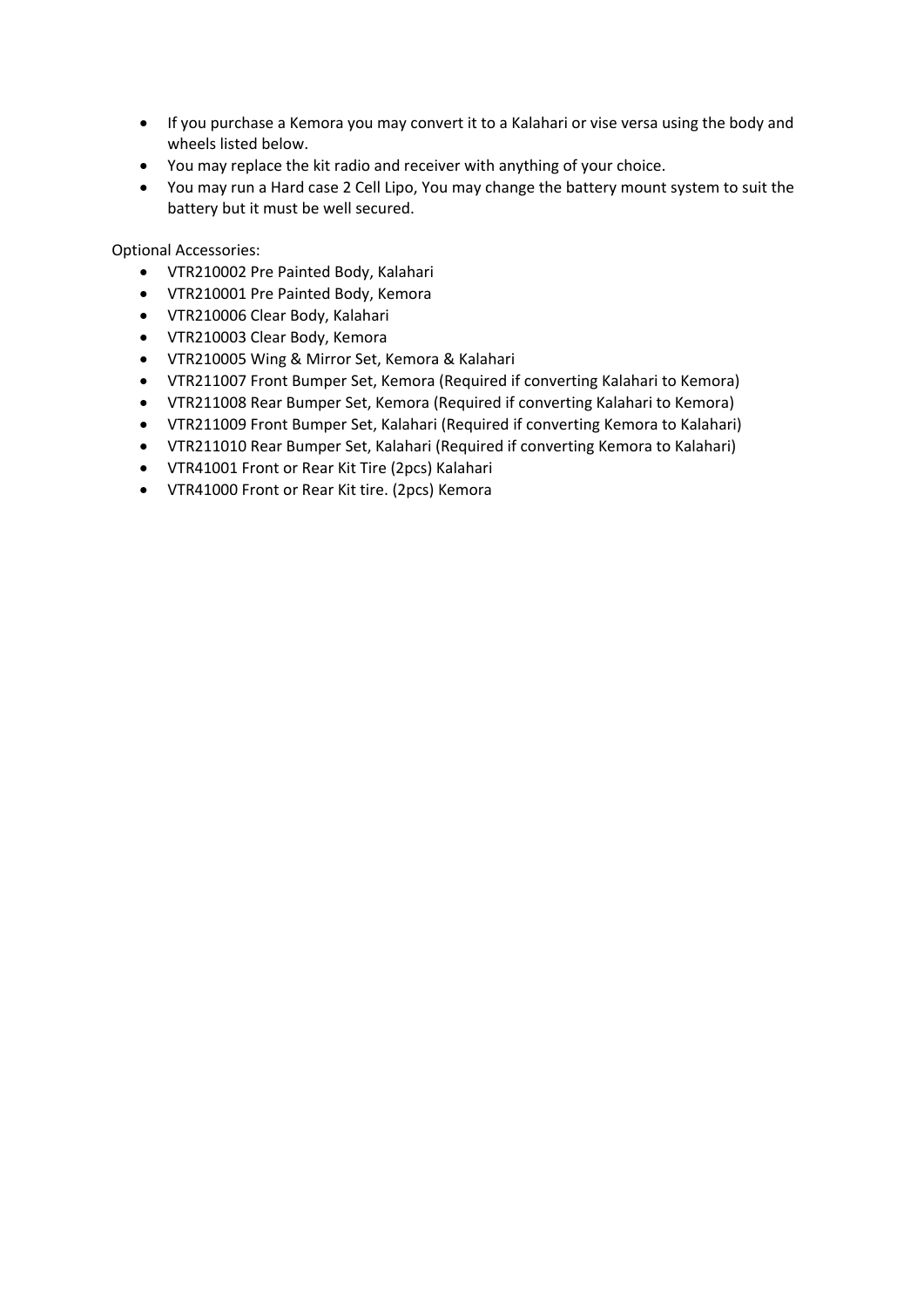- If you purchase a Kemora you may convert it to a Kalahari or vise versa using the body and wheels listed below.
- You may replace the kit radio and receiver with anything of your choice.
- You may run a Hard case 2 Cell Lipo, You may change the battery mount system to suit the battery but it must be well secured.

Optional Accessories:

- VTR210002 Pre Painted Body, Kalahari
- VTR210001 Pre Painted Body, Kemora
- VTR210006 Clear Body, Kalahari
- VTR210003 Clear Body, Kemora
- VTR210005 Wing & Mirror Set, Kemora & Kalahari
- VTR211007 Front Bumper Set, Kemora (Required if converting Kalahari to Kemora)
- VTR211008 Rear Bumper Set, Kemora (Required if converting Kalahari to Kemora)
- VTR211009 Front Bumper Set, Kalahari (Required if converting Kemora to Kalahari)
- VTR211010 Rear Bumper Set, Kalahari (Required if converting Kemora to Kalahari)
- VTR41001 Front or Rear Kit Tire (2pcs) Kalahari
- VTR41000 Front or Rear Kit tire. (2pcs) Kemora